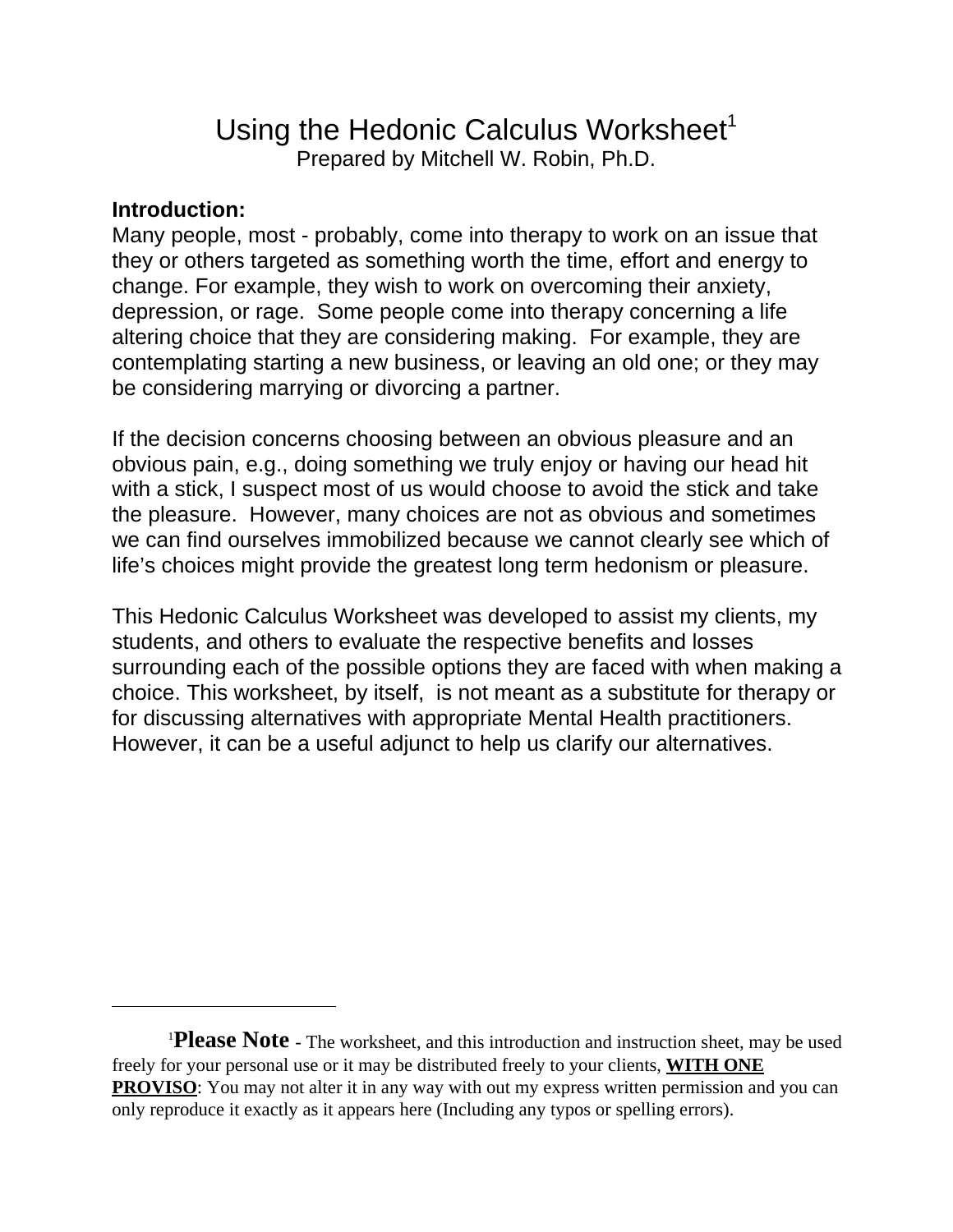# Using the Hedonic Calculus Worksheet[1]

Prepared by Mitchell W. Robin, Ph.D.

**Introduction:**

Many people, most - probably, come into therapy to work on an issue that they or others targeted as something worth the time, effort and energy to change. For example, they wish to work on overcoming their anxiety, depression, or rage. Some people come into therapy concerning a life altering choice that they are considering making. For example, they are contemplating starting a new business, or leaving an old one; or they may be considering marrying or divorcing a partner.

If the decision concerns choosing between an obvious pleasure and an obvious pain, e.g., doing something we truly enjoy or having our head hit with a stick, I suspect most of us would choose to avoid the stick and take the pleasure. However, many choices are not as obvious and sometimes we can find ourselves immobilized because we cannot clearly see which of life's choices might provide the greatest long term hedonism or pleasure.

This Hedonic Calculus Worksheet was developed to assist my clients, my students, and others to evaluate the respective benefits and losses surrounding each of the possible options they are faced with when making a choice. This worksheet, by itself, is not meant as a substitute for therapy or for discussing alternatives with appropriate Mental Health practitioners. However, it can be a useful adjunct to help us clarify our alternatives.

---

[1] **Please Note** - The worksheet, and this introduction and instruction sheet, may be used freely for your personal use or it may be distributed freely to your clients, **WITH ONE PROVISO**: You may not alter it in any way with out my express written permission and you can only reproduce it exactly as it appears here (Including any typos or spelling errors).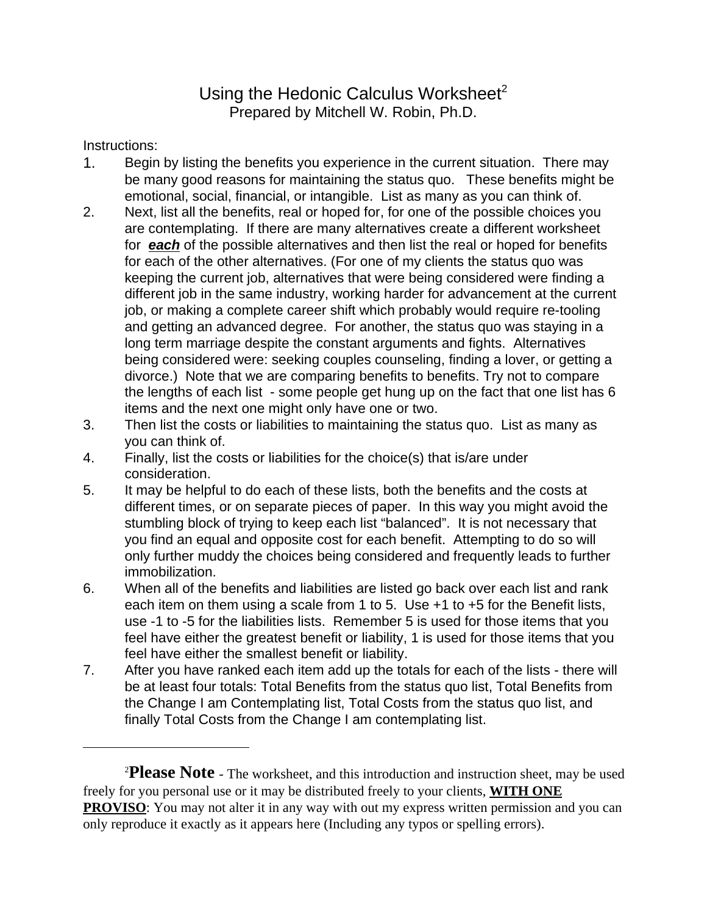# Using the Hedonic Calculus Worksheet[2]

Prepared by Mitchell W. Robin, Ph.D.

Instructions:

1. Begin by listing the benefits you experience in the current situation. There may be many good reasons for maintaining the status quo. These benefits might be emotional, social, financial, or intangible. List as many as you can think of.
2. Next, list all the benefits, real or hoped for, for one of the possible choices you are contemplating. If there are many alternatives create a different worksheet for ***each*** of the possible alternatives and then list the real or hoped for benefits for each of the other alternatives. (For one of my clients the status quo was keeping the current job, alternatives that were being considered were finding a different job in the same industry, working harder for advancement at the current job, or making a complete career shift which probably would require re-tooling and getting an advanced degree. For another, the status quo was staying in a long term marriage despite the constant arguments and fights. Alternatives being considered were: seeking couples counseling, finding a lover, or getting a divorce.) Note that we are comparing benefits to benefits. Try not to compare the lengths of each list - some people get hung up on the fact that one list has 6 items and the next one might only have one or two.
3. Then list the costs or liabilities to maintaining the status quo. List as many as you can think of.
4. Finally, list the costs or liabilities for the choice(s) that is/are under consideration.
5. It may be helpful to do each of these lists, both the benefits and the costs at different times, or on separate pieces of paper. In this way you might avoid the stumbling block of trying to keep each list "balanced". It is not necessary that you find an equal and opposite cost for each benefit. Attempting to do so will only further muddy the choices being considered and frequently leads to further immobilization.
6. When all of the benefits and liabilities are listed go back over each list and rank each item on them using a scale from 1 to 5. Use +1 to +5 for the Benefit lists, use -1 to -5 for the liabilities lists. Remember 5 is used for those items that you feel have either the greatest benefit or liability, 1 is used for those items that you feel have either the smallest benefit or liability.
7. After you have ranked each item add up the totals for each of the lists - there will be at least four totals: Total Benefits from the status quo list, Total Benefits from the Change I am Contemplating list, Total Costs from the status quo list, and finally Total Costs from the Change I am contemplating list.

---

[2]**Please Note** - The worksheet, and this introduction and instruction sheet, may be used freely for you personal use or it may be distributed freely to your clients, **WITH ONE PROVISO**: You may not alter it in any way with out my express written permission and you can only reproduce it exactly as it appears here (Including any typos or spelling errors).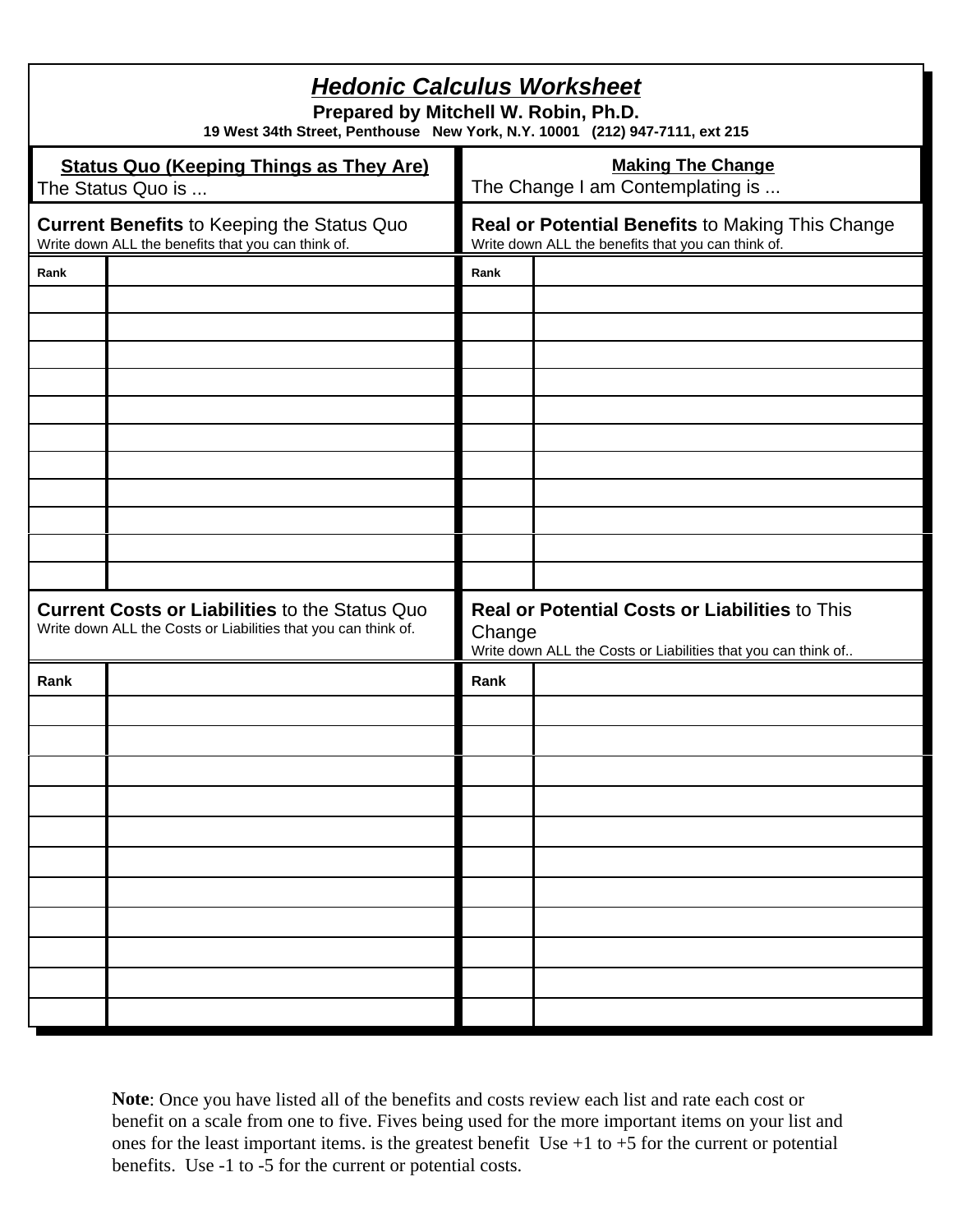# *Hedonic Calculus Worksheet*

**Prepared by Mitchell W. Robin, Ph.D.**

**19 West 34th Street, Penthouse New York, N.Y. 10001 (212) 947-7111, ext 215**

| **Status Quo (Keeping Things as They Are)** The Status Quo is ... | | **Making The Change** The Change I am Contemplating is ... | |
|---|---|---|---|
| **Current Benefits** to Keeping the Status Quo Write down ALL the benefits that you can think of. | | **Real or Potential Benefits** to Making This Change Write down ALL the benefits that you can think of. | |
| **Rank** | | **Rank** | |
| | | | |
| | | | |
| | | | |
| | | | |
| | | | |
| | | | |
| | | | |
| | | | |
| | | | |
| | | | |
| | | | |
| **Current Costs or Liabilities** to the Status Quo Write down ALL the Costs or Liabilities that you can think of. | | **Real or Potential Costs or Liabilities** to This Change Write down ALL the Costs or Liabilities that you can think of.. | |
| **Rank** | | **Rank** | |
| | | | |
| | | | |
| | | | |
| | | | |
| | | | |
| | | | |
| | | | |
| | | | |
| | | | |
| | | | |
| | | | |

**Note**: Once you have listed all of the benefits and costs review each list and rate each cost or benefit on a scale from one to five. Fives being used for the more important items on your list and ones for the least important items. is the greatest benefit Use +1 to +5 for the current or potential benefits. Use -1 to -5 for the current or potential costs.